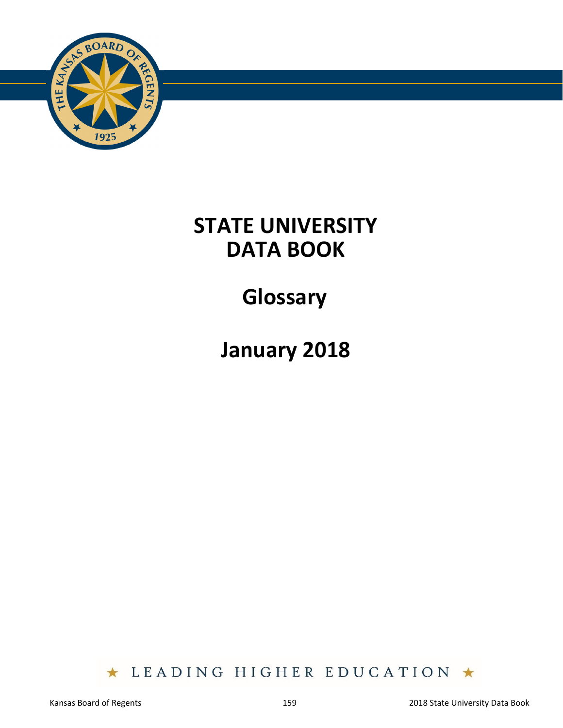# STATE UNIVERSITY DATA BOOK

## Glossary

## January 2018

★ LEADING HIGHER EDUCATION ★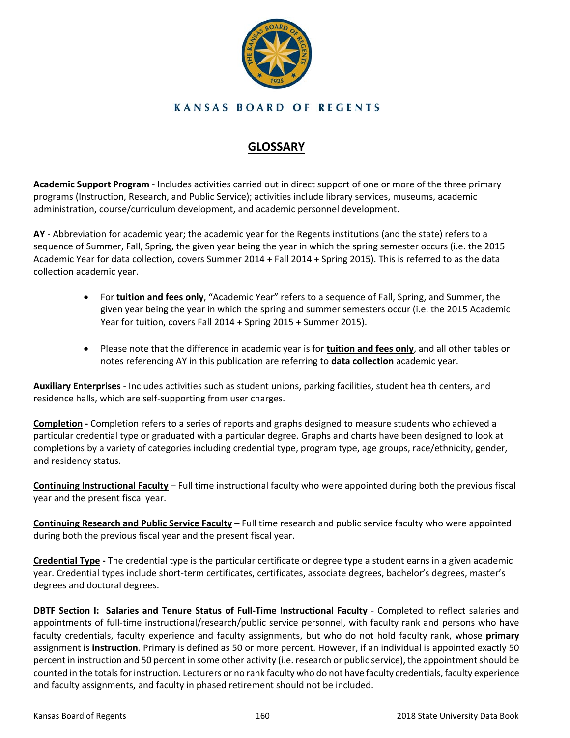KANSAS BOARD OF REGENTS

# GLOSSARY

**Academic Support Program** - Includes activities carried out in direct support of one or more of the three primary programs (Instruction, Research, and Public Service); activities include library services, museums, academic administration, course/curriculum development, and academic personnel development.

**AY** - Abbreviation for academic year; the academic year for the Regents institutions (and the state) refers to a sequence of Summer, Fall, Spring, the given year being the year in which the spring semester occurs (i.e. the 2015 Academic Year for data collection, covers Summer 2014 + Fall 2014 + Spring 2015). This is referred to as the data collection academic year.

- For **tuition and fees only**, "Academic Year" refers to a sequence of Fall, Spring, and Summer, the given year being the year in which the spring and summer semesters occur (i.e. the 2015 Academic Year for tuition, covers Fall 2014 + Spring 2015 + Summer 2015).
- Please note that the difference in academic year is for **tuition and fees only**, and all other tables or notes referencing AY in this publication are referring to **data collection** academic year.

**Auxiliary Enterprises** - Includes activities such as student unions, parking facilities, student health centers, and residence halls, which are self-supporting from user charges.

**Completion -** Completion refers to a series of reports and graphs designed to measure students who achieved a particular credential type or graduated with a particular degree. Graphs and charts have been designed to look at completions by a variety of categories including credential type, program type, age groups, race/ethnicity, gender, and residency status.

**Continuing Instructional Faculty** – Full time instructional faculty who were appointed during both the previous fiscal year and the present fiscal year.

**Continuing Research and Public Service Faculty** – Full time research and public service faculty who were appointed during both the previous fiscal year and the present fiscal year.

**Credential Type -** The credential type is the particular certificate or degree type a student earns in a given academic year. Credential types include short-term certificates, certificates, associate degrees, bachelor's degrees, master's degrees and doctoral degrees.

**DBTF Section I: Salaries and Tenure Status of Full-Time Instructional Faculty** - Completed to reflect salaries and appointments of full-time instructional/research/public service personnel, with faculty rank and persons who have faculty credentials, faculty experience and faculty assignments, but who do not hold faculty rank, whose **primary** assignment is **instruction**. Primary is defined as 50 or more percent. However, if an individual is appointed exactly 50 percent in instruction and 50 percent in some other activity (i.e. research or public service), the appointment should be counted in the totals for instruction. Lecturers or no rank faculty who do not have faculty credentials, faculty experience and faculty assignments, and faculty in phased retirement should not be included.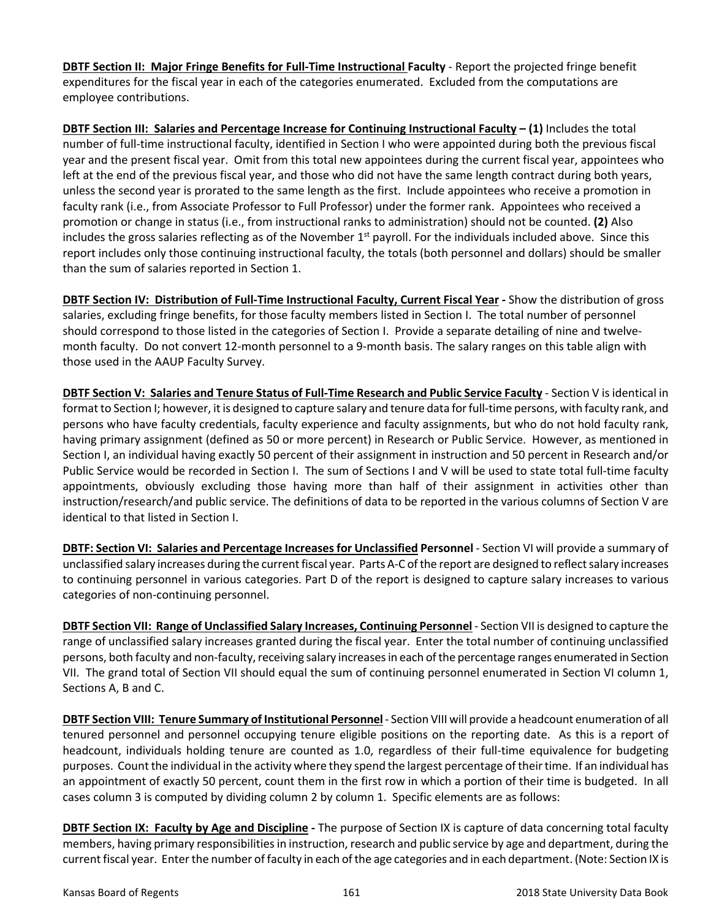**DBTF Section II: Major Fringe Benefits for Full-Time Instructional Faculty** - Report the projected fringe benefit expenditures for the fiscal year in each of the categories enumerated. Excluded from the computations are employee contributions.

**DBTF Section III: Salaries and Percentage Increase for Continuing Instructional Faculty – (1)** Includes the total number of full-time instructional faculty, identified in Section I who were appointed during both the previous fiscal year and the present fiscal year. Omit from this total new appointees during the current fiscal year, appointees who left at the end of the previous fiscal year, and those who did not have the same length contract during both years, unless the second year is prorated to the same length as the first. Include appointees who receive a promotion in faculty rank (i.e., from Associate Professor to Full Professor) under the former rank. Appointees who received a promotion or change in status (i.e., from instructional ranks to administration) should not be counted. **(2)** Also includes the gross salaries reflecting as of the November 1st payroll. For the individuals included above. Since this report includes only those continuing instructional faculty, the totals (both personnel and dollars) should be smaller than the sum of salaries reported in Section 1.

**DBTF Section IV: Distribution of Full-Time Instructional Faculty, Current Fiscal Year -** Show the distribution of gross salaries, excluding fringe benefits, for those faculty members listed in Section I. The total number of personnel should correspond to those listed in the categories of Section I. Provide a separate detailing of nine and twelve-month faculty. Do not convert 12-month personnel to a 9-month basis. The salary ranges on this table align with those used in the AAUP Faculty Survey.

**DBTF Section V: Salaries and Tenure Status of Full-Time Research and Public Service Faculty** - Section V is identical in format to Section I; however, it is designed to capture salary and tenure data for full-time persons, with faculty rank, and persons who have faculty credentials, faculty experience and faculty assignments, but who do not hold faculty rank, having primary assignment (defined as 50 or more percent) in Research or Public Service. However, as mentioned in Section I, an individual having exactly 50 percent of their assignment in instruction and 50 percent in Research and/or Public Service would be recorded in Section I. The sum of Sections I and V will be used to state total full-time faculty appointments, obviously excluding those having more than half of their assignment in activities other than instruction/research/and public service. The definitions of data to be reported in the various columns of Section V are identical to that listed in Section I.

**DBTF: Section VI: Salaries and Percentage Increases for Unclassified Personnel** - Section VI will provide a summary of unclassified salary increases during the current fiscal year. Parts A-C of the report are designed to reflect salary increases to continuing personnel in various categories. Part D of the report is designed to capture salary increases to various categories of non-continuing personnel.

**DBTF Section VII: Range of Unclassified Salary Increases, Continuing Personnel** - Section VII is designed to capture the range of unclassified salary increases granted during the fiscal year. Enter the total number of continuing unclassified persons, both faculty and non-faculty, receiving salary increases in each of the percentage ranges enumerated in Section VII. The grand total of Section VII should equal the sum of continuing personnel enumerated in Section VI column 1, Sections A, B and C.

**DBTF Section VIII: Tenure Summary of Institutional Personnel** - Section VIII will provide a headcount enumeration of all tenured personnel and personnel occupying tenure eligible positions on the reporting date. As this is a report of headcount, individuals holding tenure are counted as 1.0, regardless of their full-time equivalence for budgeting purposes. Count the individual in the activity where they spend the largest percentage of their time. If an individual has an appointment of exactly 50 percent, count them in the first row in which a portion of their time is budgeted. In all cases column 3 is computed by dividing column 2 by column 1. Specific elements are as follows:

**DBTF Section IX: Faculty by Age and Discipline -** The purpose of Section IX is capture of data concerning total faculty members, having primary responsibilities in instruction, research and public service by age and department, during the current fiscal year. Enter the number of faculty in each of the age categories and in each department. (Note: Section IX is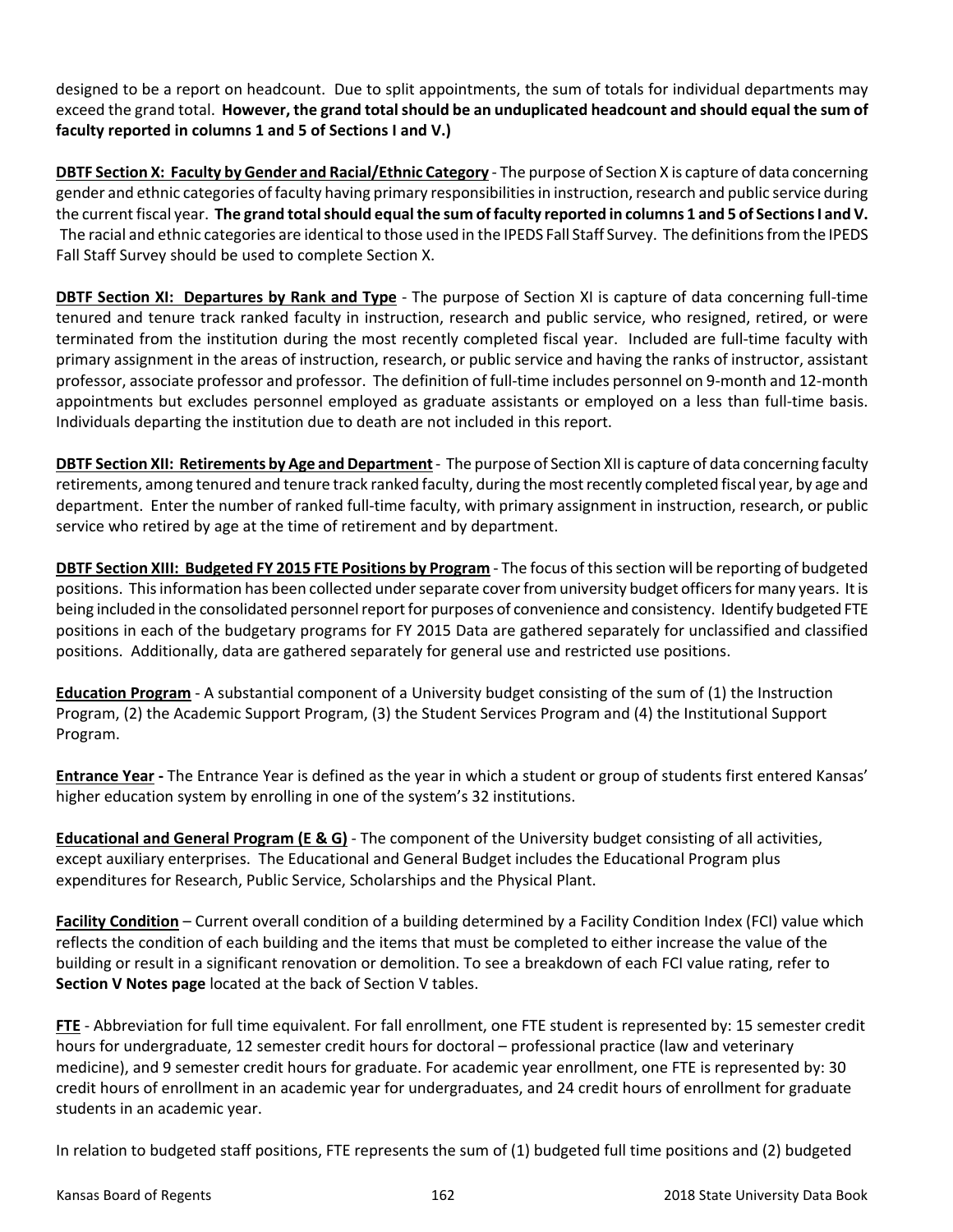designed to be a report on headcount. Due to split appointments, the sum of totals for individual departments may exceed the grand total. **However, the grand total should be an unduplicated headcount and should equal the sum of faculty reported in columns 1 and 5 of Sections I and V.)**

**DBTF Section X: Faculty by Gender and Racial/Ethnic Category** - The purpose of Section X is capture of data concerning gender and ethnic categories of faculty having primary responsibilities in instruction, research and public service during the current fiscal year. **The grand total should equal the sum of faculty reported in columns 1 and 5 of Sections I and V.** The racial and ethnic categories are identical to those used in the IPEDS Fall Staff Survey. The definitions from the IPEDS Fall Staff Survey should be used to complete Section X.

**DBTF Section XI: Departures by Rank and Type** - The purpose of Section XI is capture of data concerning full-time tenured and tenure track ranked faculty in instruction, research and public service, who resigned, retired, or were terminated from the institution during the most recently completed fiscal year. Included are full-time faculty with primary assignment in the areas of instruction, research, or public service and having the ranks of instructor, assistant professor, associate professor and professor. The definition of full-time includes personnel on 9-month and 12-month appointments but excludes personnel employed as graduate assistants or employed on a less than full-time basis. Individuals departing the institution due to death are not included in this report.

**DBTF Section XII: Retirements by Age and Department** - The purpose of Section XII is capture of data concerning faculty retirements, among tenured and tenure track ranked faculty, during the most recently completed fiscal year, by age and department. Enter the number of ranked full-time faculty, with primary assignment in instruction, research, or public service who retired by age at the time of retirement and by department.

**DBTF Section XIII: Budgeted FY 2015 FTE Positions by Program** - The focus of this section will be reporting of budgeted positions. This information has been collected under separate cover from university budget officers for many years. It is being included in the consolidated personnel report for purposes of convenience and consistency. Identify budgeted FTE positions in each of the budgetary programs for FY 2015 Data are gathered separately for unclassified and classified positions. Additionally, data are gathered separately for general use and restricted use positions.

**Education Program** - A substantial component of a University budget consisting of the sum of (1) the Instruction Program, (2) the Academic Support Program, (3) the Student Services Program and (4) the Institutional Support Program.

**Entrance Year -** The Entrance Year is defined as the year in which a student or group of students first entered Kansas' higher education system by enrolling in one of the system's 32 institutions.

**Educational and General Program (E & G)** - The component of the University budget consisting of all activities, except auxiliary enterprises. The Educational and General Budget includes the Educational Program plus expenditures for Research, Public Service, Scholarships and the Physical Plant.

**Facility Condition** – Current overall condition of a building determined by a Facility Condition Index (FCI) value which reflects the condition of each building and the items that must be completed to either increase the value of the building or result in a significant renovation or demolition. To see a breakdown of each FCI value rating, refer to **Section V Notes page** located at the back of Section V tables.

**FTE** - Abbreviation for full time equivalent. For fall enrollment, one FTE student is represented by: 15 semester credit hours for undergraduate, 12 semester credit hours for doctoral – professional practice (law and veterinary medicine), and 9 semester credit hours for graduate. For academic year enrollment, one FTE is represented by: 30 credit hours of enrollment in an academic year for undergraduates, and 24 credit hours of enrollment for graduate students in an academic year.

In relation to budgeted staff positions, FTE represents the sum of (1) budgeted full time positions and (2) budgeted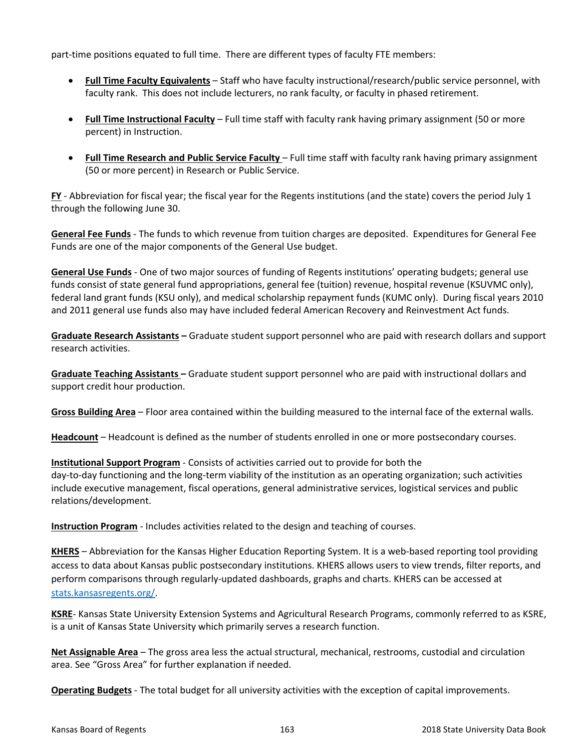part-time positions equated to full time.  There are different types of faculty FTE members:

- **Full Time Faculty Equivalents** – Staff who have faculty instructional/research/public service personnel, with faculty rank.  This does not include lecturers, no rank faculty, or faculty in phased retirement.

- **Full Time Instructional Faculty** – Full time staff with faculty rank having primary assignment (50 or more percent) in Instruction.

- **Full Time Research and Public Service Faculty** – Full time staff with faculty rank having primary assignment (50 or more percent) in Research or Public Service.

**FY** - Abbreviation for fiscal year; the fiscal year for the Regents institutions (and the state) covers the period July 1 through the following June 30.

**General Fee Funds** - The funds to which revenue from tuition charges are deposited.  Expenditures for General Fee Funds are one of the major components of the General Use budget.

**General Use Funds** - One of two major sources of funding of Regents institutions' operating budgets; general use funds consist of state general fund appropriations, general fee (tuition) revenue, hospital revenue (KSUVMC only), federal land grant funds (KSU only), and medical scholarship repayment funds (KUMC only).  During fiscal years 2010 and 2011 general use funds also may have included federal American Recovery and Reinvestment Act funds.

**Graduate Research Assistants –** Graduate student support personnel who are paid with research dollars and support research activities.

**Graduate Teaching Assistants –** Graduate student support personnel who are paid with instructional dollars and support credit hour production.

**Gross Building Area** – Floor area contained within the building measured to the internal face of the external walls.

**Headcount** – Headcount is defined as the number of students enrolled in one or more postsecondary courses.

**Institutional Support Program** - Consists of activities carried out to provide for both the day-to-day functioning and the long-term viability of the institution as an operating organization; such activities include executive management, fiscal operations, general administrative services, logistical services and public relations/development.

**Instruction Program** - Includes activities related to the design and teaching of courses.

**KHERS** – Abbreviation for the Kansas Higher Education Reporting System. It is a web-based reporting tool providing access to data about Kansas public postsecondary institutions. KHERS allows users to view trends, filter reports, and perform comparisons through regularly-updated dashboards, graphs and charts. KHERS can be accessed at [stats.kansasregents.org/](stats.kansasregents.org/).

**KSRE**- Kansas State University Extension Systems and Agricultural Research Programs, commonly referred to as KSRE, is a unit of Kansas State University which primarily serves a research function.

**Net Assignable Area** – The gross area less the actual structural, mechanical, restrooms, custodial and circulation area. See "Gross Area" for further explanation if needed.

**Operating Budgets** - The total budget for all university activities with the exception of capital improvements.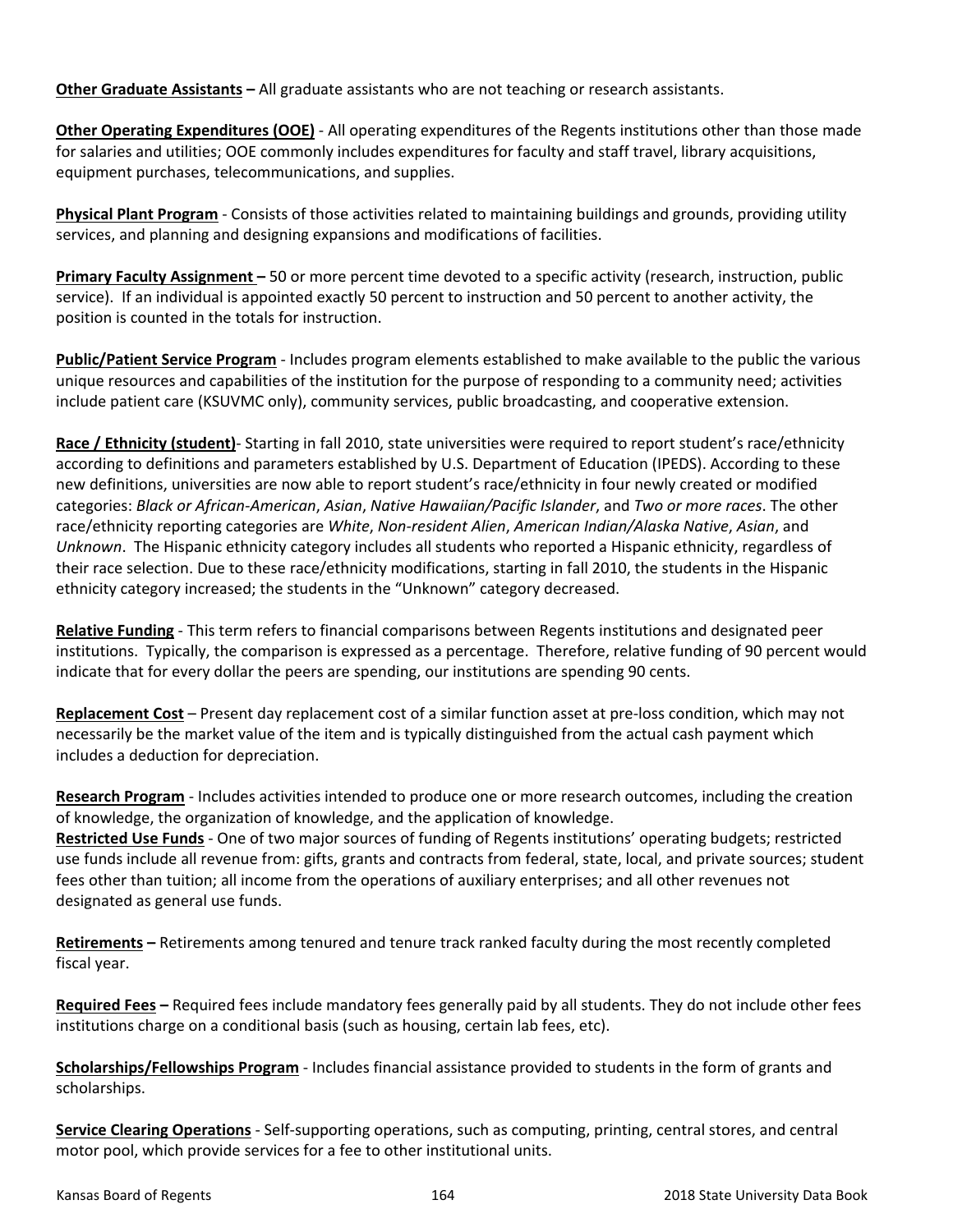**Other Graduate Assistants –** All graduate assistants who are not teaching or research assistants.

**Other Operating Expenditures (OOE)** - All operating expenditures of the Regents institutions other than those made for salaries and utilities; OOE commonly includes expenditures for faculty and staff travel, library acquisitions, equipment purchases, telecommunications, and supplies.

**Physical Plant Program** - Consists of those activities related to maintaining buildings and grounds, providing utility services, and planning and designing expansions and modifications of facilities.

**Primary Faculty Assignment –** 50 or more percent time devoted to a specific activity (research, instruction, public service). If an individual is appointed exactly 50 percent to instruction and 50 percent to another activity, the position is counted in the totals for instruction.

**Public/Patient Service Program** - Includes program elements established to make available to the public the various unique resources and capabilities of the institution for the purpose of responding to a community need; activities include patient care (KSUVMC only), community services, public broadcasting, and cooperative extension.

**Race / Ethnicity (student)**- Starting in fall 2010, state universities were required to report student's race/ethnicity according to definitions and parameters established by U.S. Department of Education (IPEDS). According to these new definitions, universities are now able to report student's race/ethnicity in four newly created or modified categories: *Black or African-American*, *Asian*, *Native Hawaiian/Pacific Islander*, and *Two or more races*. The other race/ethnicity reporting categories are *White*, *Non-resident Alien*, *American Indian/Alaska Native*, *Asian*, and *Unknown*. The Hispanic ethnicity category includes all students who reported a Hispanic ethnicity, regardless of their race selection. Due to these race/ethnicity modifications, starting in fall 2010, the students in the Hispanic ethnicity category increased; the students in the "Unknown" category decreased.

**Relative Funding** - This term refers to financial comparisons between Regents institutions and designated peer institutions. Typically, the comparison is expressed as a percentage. Therefore, relative funding of 90 percent would indicate that for every dollar the peers are spending, our institutions are spending 90 cents.

**Replacement Cost** – Present day replacement cost of a similar function asset at pre-loss condition, which may not necessarily be the market value of the item and is typically distinguished from the actual cash payment which includes a deduction for depreciation.

**Research Program** - Includes activities intended to produce one or more research outcomes, including the creation of knowledge, the organization of knowledge, and the application of knowledge.

**Restricted Use Funds** - One of two major sources of funding of Regents institutions' operating budgets; restricted use funds include all revenue from: gifts, grants and contracts from federal, state, local, and private sources; student fees other than tuition; all income from the operations of auxiliary enterprises; and all other revenues not designated as general use funds.

**Retirements –** Retirements among tenured and tenure track ranked faculty during the most recently completed fiscal year.

**Required Fees –** Required fees include mandatory fees generally paid by all students. They do not include other fees institutions charge on a conditional basis (such as housing, certain lab fees, etc).

**Scholarships/Fellowships Program** - Includes financial assistance provided to students in the form of grants and scholarships.

**Service Clearing Operations** - Self-supporting operations, such as computing, printing, central stores, and central motor pool, which provide services for a fee to other institutional units.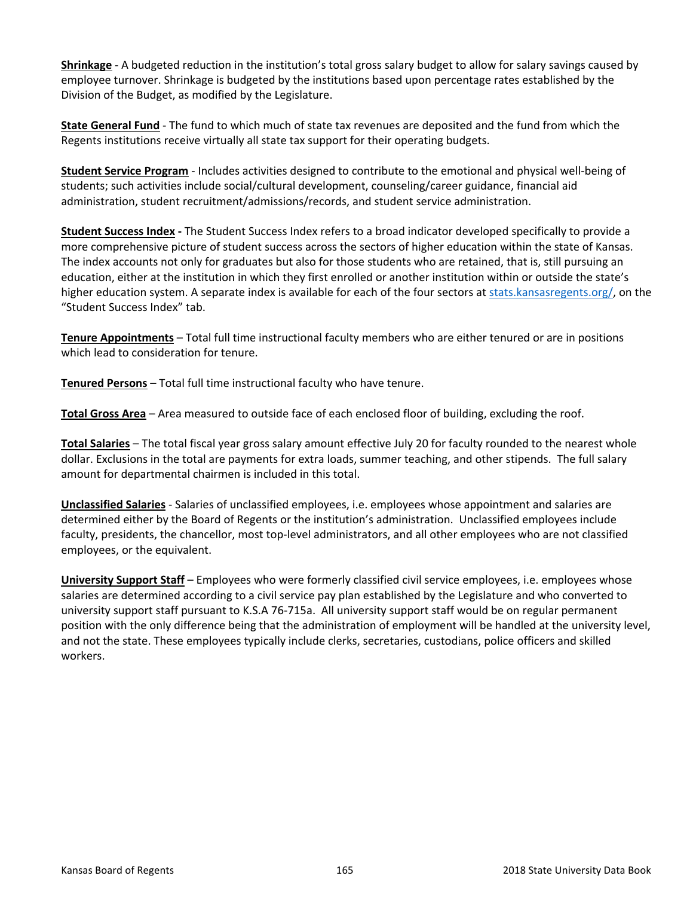**Shrinkage** - A budgeted reduction in the institution's total gross salary budget to allow for salary savings caused by employee turnover. Shrinkage is budgeted by the institutions based upon percentage rates established by the Division of the Budget, as modified by the Legislature.

**State General Fund** - The fund to which much of state tax revenues are deposited and the fund from which the Regents institutions receive virtually all state tax support for their operating budgets.

**Student Service Program** - Includes activities designed to contribute to the emotional and physical well-being of students; such activities include social/cultural development, counseling/career guidance, financial aid administration, student recruitment/admissions/records, and student service administration.

**Student Success Index -** The Student Success Index refers to a broad indicator developed specifically to provide a more comprehensive picture of student success across the sectors of higher education within the state of Kansas. The index accounts not only for graduates but also for those students who are retained, that is, still pursuing an education, either at the institution in which they first enrolled or another institution within or outside the state's higher education system. A separate index is available for each of the four sectors at [stats.kansasregents.org/](stats.kansasregents.org/), on the "Student Success Index" tab.

**Tenure Appointments** – Total full time instructional faculty members who are either tenured or are in positions which lead to consideration for tenure.

**Tenured Persons** – Total full time instructional faculty who have tenure.

**Total Gross Area** – Area measured to outside face of each enclosed floor of building, excluding the roof.

**Total Salaries** – The total fiscal year gross salary amount effective July 20 for faculty rounded to the nearest whole dollar. Exclusions in the total are payments for extra loads, summer teaching, and other stipends. The full salary amount for departmental chairmen is included in this total.

**Unclassified Salaries** - Salaries of unclassified employees, i.e. employees whose appointment and salaries are determined either by the Board of Regents or the institution's administration. Unclassified employees include faculty, presidents, the chancellor, most top-level administrators, and all other employees who are not classified employees, or the equivalent.

**University Support Staff** – Employees who were formerly classified civil service employees, i.e. employees whose salaries are determined according to a civil service pay plan established by the Legislature and who converted to university support staff pursuant to K.S.A 76-715a. All university support staff would be on regular permanent position with the only difference being that the administration of employment will be handled at the university level, and not the state. These employees typically include clerks, secretaries, custodians, police officers and skilled workers.